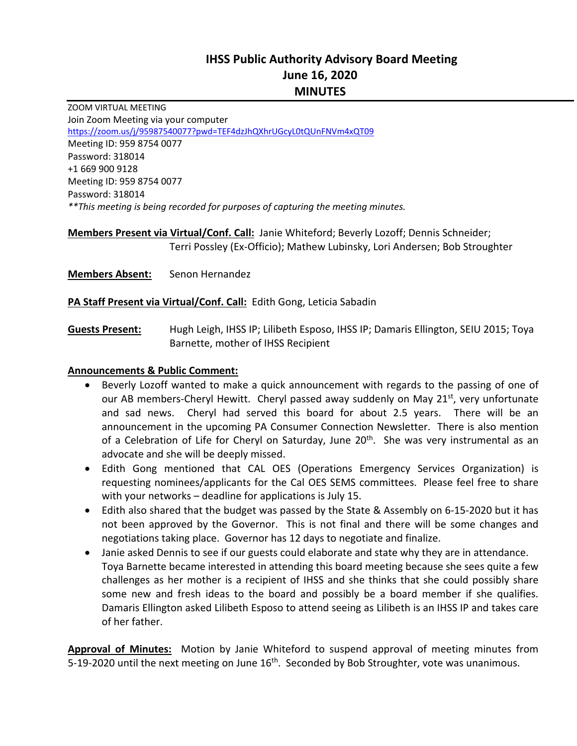# IHSS Public Authority Advisory Board Meeting
## June 16, 2020
## MINUTES

ZOOM VIRTUAL MEETING
Join Zoom Meeting via your computer
https://zoom.us/j/95987540077?pwd=TEF4dzJhQXhrUGcyL0tQUnFNVm4xQT09
Meeting ID: 959 8754 0077
Password: 318014
+1 669 900 9128
Meeting ID: 959 8754 0077
Password: 318014
*\*\*This meeting is being recorded for purposes of capturing the meeting minutes.*

**Members Present via Virtual/Conf. Call:** Janie Whiteford; Beverly Lozoff; Dennis Schneider; Terri Possley (Ex-Officio); Mathew Lubinsky, Lori Andersen; Bob Stroughter

**Members Absent:** Senon Hernandez

**PA Staff Present via Virtual/Conf. Call:** Edith Gong, Leticia Sabadin

**Guests Present:** Hugh Leigh, IHSS IP; Lilibeth Esposo, IHSS IP; Damaris Ellington, SEIU 2015; Toya Barnette, mother of IHSS Recipient

**Announcements & Public Comment:**

- Beverly Lozoff wanted to make a quick announcement with regards to the passing of one of our AB members-Cheryl Hewitt. Cheryl passed away suddenly on May 21st, very unfortunate and sad news. Cheryl had served this board for about 2.5 years. There will be an announcement in the upcoming PA Consumer Connection Newsletter. There is also mention of a Celebration of Life for Cheryl on Saturday, June 20th. She was very instrumental as an advocate and she will be deeply missed.
- Edith Gong mentioned that CAL OES (Operations Emergency Services Organization) is requesting nominees/applicants for the Cal OES SEMS committees. Please feel free to share with your networks – deadline for applications is July 15.
- Edith also shared that the budget was passed by the State & Assembly on 6-15-2020 but it has not been approved by the Governor. This is not final and there will be some changes and negotiations taking place. Governor has 12 days to negotiate and finalize.
- Janie asked Dennis to see if our guests could elaborate and state why they are in attendance. Toya Barnette became interested in attending this board meeting because she sees quite a few challenges as her mother is a recipient of IHSS and she thinks that she could possibly share some new and fresh ideas to the board and possibly be a board member if she qualifies. Damaris Ellington asked Lilibeth Esposo to attend seeing as Lilibeth is an IHSS IP and takes care of her father.

**Approval of Minutes:** Motion by Janie Whiteford to suspend approval of meeting minutes from 5-19-2020 until the next meeting on June 16th. Seconded by Bob Stroughter, vote was unanimous.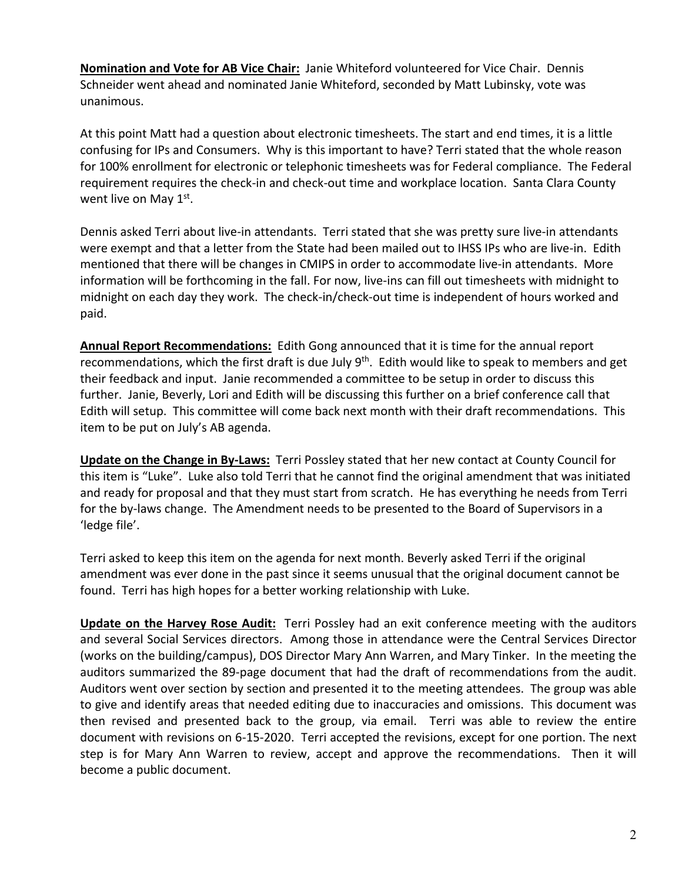**Nomination and Vote for AB Vice Chair:** Janie Whiteford volunteered for Vice Chair. Dennis Schneider went ahead and nominated Janie Whiteford, seconded by Matt Lubinsky, vote was unanimous.

At this point Matt had a question about electronic timesheets. The start and end times, it is a little confusing for IPs and Consumers. Why is this important to have? Terri stated that the whole reason for 100% enrollment for electronic or telephonic timesheets was for Federal compliance. The Federal requirement requires the check-in and check-out time and workplace location. Santa Clara County went live on May 1st.

Dennis asked Terri about live-in attendants. Terri stated that she was pretty sure live-in attendants were exempt and that a letter from the State had been mailed out to IHSS IPs who are live-in. Edith mentioned that there will be changes in CMIPS in order to accommodate live-in attendants. More information will be forthcoming in the fall. For now, live-ins can fill out timesheets with midnight to midnight on each day they work. The check-in/check-out time is independent of hours worked and paid.

**Annual Report Recommendations:** Edith Gong announced that it is time for the annual report recommendations, which the first draft is due July 9th. Edith would like to speak to members and get their feedback and input. Janie recommended a committee to be setup in order to discuss this further. Janie, Beverly, Lori and Edith will be discussing this further on a brief conference call that Edith will setup. This committee will come back next month with their draft recommendations. This item to be put on July's AB agenda.

**Update on the Change in By-Laws:** Terri Possley stated that her new contact at County Council for this item is "Luke". Luke also told Terri that he cannot find the original amendment that was initiated and ready for proposal and that they must start from scratch. He has everything he needs from Terri for the by-laws change. The Amendment needs to be presented to the Board of Supervisors in a 'ledge file'.

Terri asked to keep this item on the agenda for next month. Beverly asked Terri if the original amendment was ever done in the past since it seems unusual that the original document cannot be found. Terri has high hopes for a better working relationship with Luke.

**Update on the Harvey Rose Audit:** Terri Possley had an exit conference meeting with the auditors and several Social Services directors. Among those in attendance were the Central Services Director (works on the building/campus), DOS Director Mary Ann Warren, and Mary Tinker. In the meeting the auditors summarized the 89-page document that had the draft of recommendations from the audit. Auditors went over section by section and presented it to the meeting attendees. The group was able to give and identify areas that needed editing due to inaccuracies and omissions. This document was then revised and presented back to the group, via email. Terri was able to review the entire document with revisions on 6-15-2020. Terri accepted the revisions, except for one portion. The next step is for Mary Ann Warren to review, accept and approve the recommendations. Then it will become a public document.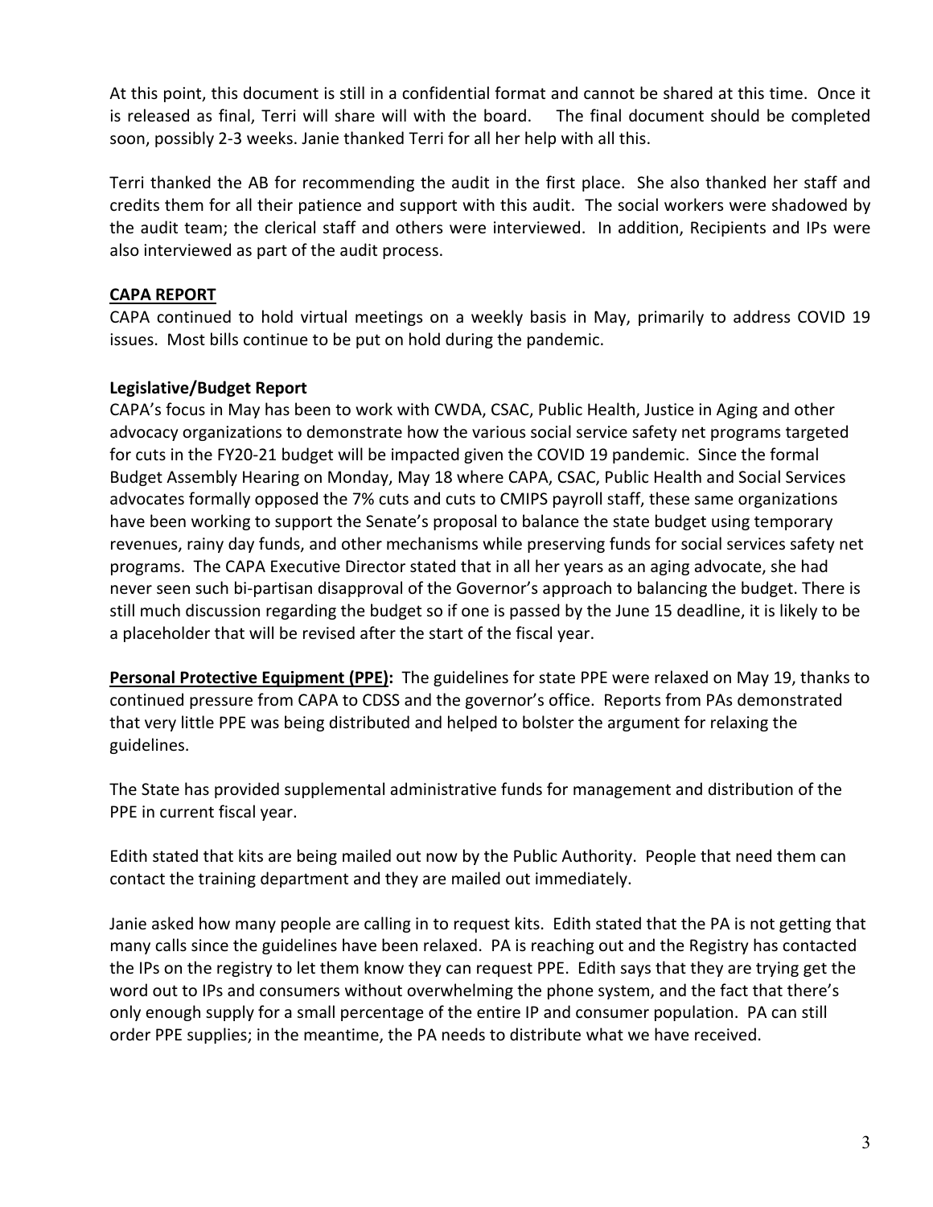At this point, this document is still in a confidential format and cannot be shared at this time. Once it is released as final, Terri will share will with the board. The final document should be completed soon, possibly 2-3 weeks. Janie thanked Terri for all her help with all this.

Terri thanked the AB for recommending the audit in the first place. She also thanked her staff and credits them for all their patience and support with this audit. The social workers were shadowed by the audit team; the clerical staff and others were interviewed. In addition, Recipients and IPs were also interviewed as part of the audit process.

**CAPA REPORT**

CAPA continued to hold virtual meetings on a weekly basis in May, primarily to address COVID 19 issues. Most bills continue to be put on hold during the pandemic.

**Legislative/Budget Report**

CAPA's focus in May has been to work with CWDA, CSAC, Public Health, Justice in Aging and other advocacy organizations to demonstrate how the various social service safety net programs targeted for cuts in the FY20-21 budget will be impacted given the COVID 19 pandemic. Since the formal Budget Assembly Hearing on Monday, May 18 where CAPA, CSAC, Public Health and Social Services advocates formally opposed the 7% cuts and cuts to CMIPS payroll staff, these same organizations have been working to support the Senate's proposal to balance the state budget using temporary revenues, rainy day funds, and other mechanisms while preserving funds for social services safety net programs. The CAPA Executive Director stated that in all her years as an aging advocate, she had never seen such bi-partisan disapproval of the Governor's approach to balancing the budget. There is still much discussion regarding the budget so if one is passed by the June 15 deadline, it is likely to be a placeholder that will be revised after the start of the fiscal year.

**Personal Protective Equipment (PPE):** The guidelines for state PPE were relaxed on May 19, thanks to continued pressure from CAPA to CDSS and the governor's office. Reports from PAs demonstrated that very little PPE was being distributed and helped to bolster the argument for relaxing the guidelines.

The State has provided supplemental administrative funds for management and distribution of the PPE in current fiscal year.

Edith stated that kits are being mailed out now by the Public Authority. People that need them can contact the training department and they are mailed out immediately.

Janie asked how many people are calling in to request kits. Edith stated that the PA is not getting that many calls since the guidelines have been relaxed. PA is reaching out and the Registry has contacted the IPs on the registry to let them know they can request PPE. Edith says that they are trying get the word out to IPs and consumers without overwhelming the phone system, and the fact that there's only enough supply for a small percentage of the entire IP and consumer population. PA can still order PPE supplies; in the meantime, the PA needs to distribute what we have received.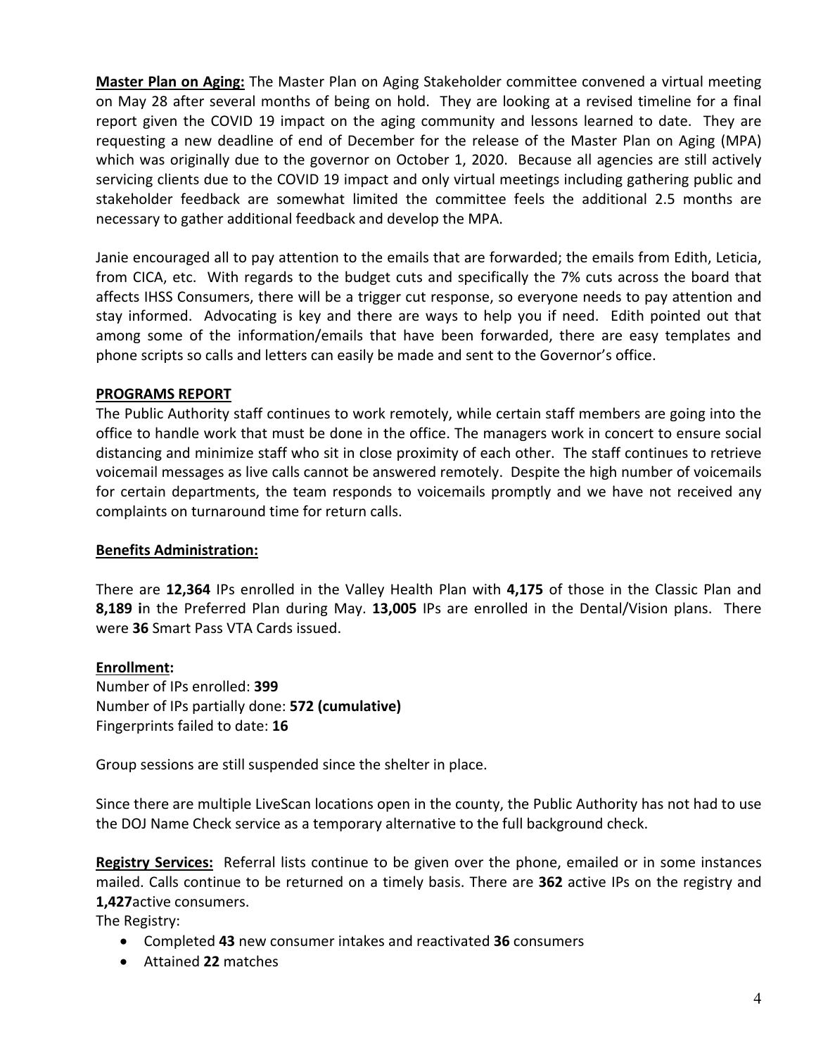**Master Plan on Aging:** The Master Plan on Aging Stakeholder committee convened a virtual meeting on May 28 after several months of being on hold. They are looking at a revised timeline for a final report given the COVID 19 impact on the aging community and lessons learned to date. They are requesting a new deadline of end of December for the release of the Master Plan on Aging (MPA) which was originally due to the governor on October 1, 2020. Because all agencies are still actively servicing clients due to the COVID 19 impact and only virtual meetings including gathering public and stakeholder feedback are somewhat limited the committee feels the additional 2.5 months are necessary to gather additional feedback and develop the MPA.

Janie encouraged all to pay attention to the emails that are forwarded; the emails from Edith, Leticia, from CICA, etc. With regards to the budget cuts and specifically the 7% cuts across the board that affects IHSS Consumers, there will be a trigger cut response, so everyone needs to pay attention and stay informed. Advocating is key and there are ways to help you if need. Edith pointed out that among some of the information/emails that have been forwarded, there are easy templates and phone scripts so calls and letters can easily be made and sent to the Governor's office.

**PROGRAMS REPORT**

The Public Authority staff continues to work remotely, while certain staff members are going into the office to handle work that must be done in the office. The managers work in concert to ensure social distancing and minimize staff who sit in close proximity of each other. The staff continues to retrieve voicemail messages as live calls cannot be answered remotely. Despite the high number of voicemails for certain departments, the team responds to voicemails promptly and we have not received any complaints on turnaround time for return calls.

**Benefits Administration:**

There are **12,364** IPs enrolled in the Valley Health Plan with **4,175** of those in the Classic Plan and **8,189 i**n the Preferred Plan during May. **13,005** IPs are enrolled in the Dental/Vision plans. There were **36** Smart Pass VTA Cards issued.

**Enrollment:**

Number of IPs enrolled: **399**
Number of IPs partially done: **572 (cumulative)**
Fingerprints failed to date: **16**

Group sessions are still suspended since the shelter in place.

Since there are multiple LiveScan locations open in the county, the Public Authority has not had to use the DOJ Name Check service as a temporary alternative to the full background check.

**Registry Services:** Referral lists continue to be given over the phone, emailed or in some instances mailed. Calls continue to be returned on a timely basis. There are **362** active IPs on the registry and **1,427**active consumers.

The Registry:

- Completed **43** new consumer intakes and reactivated **36** consumers
- Attained **22** matches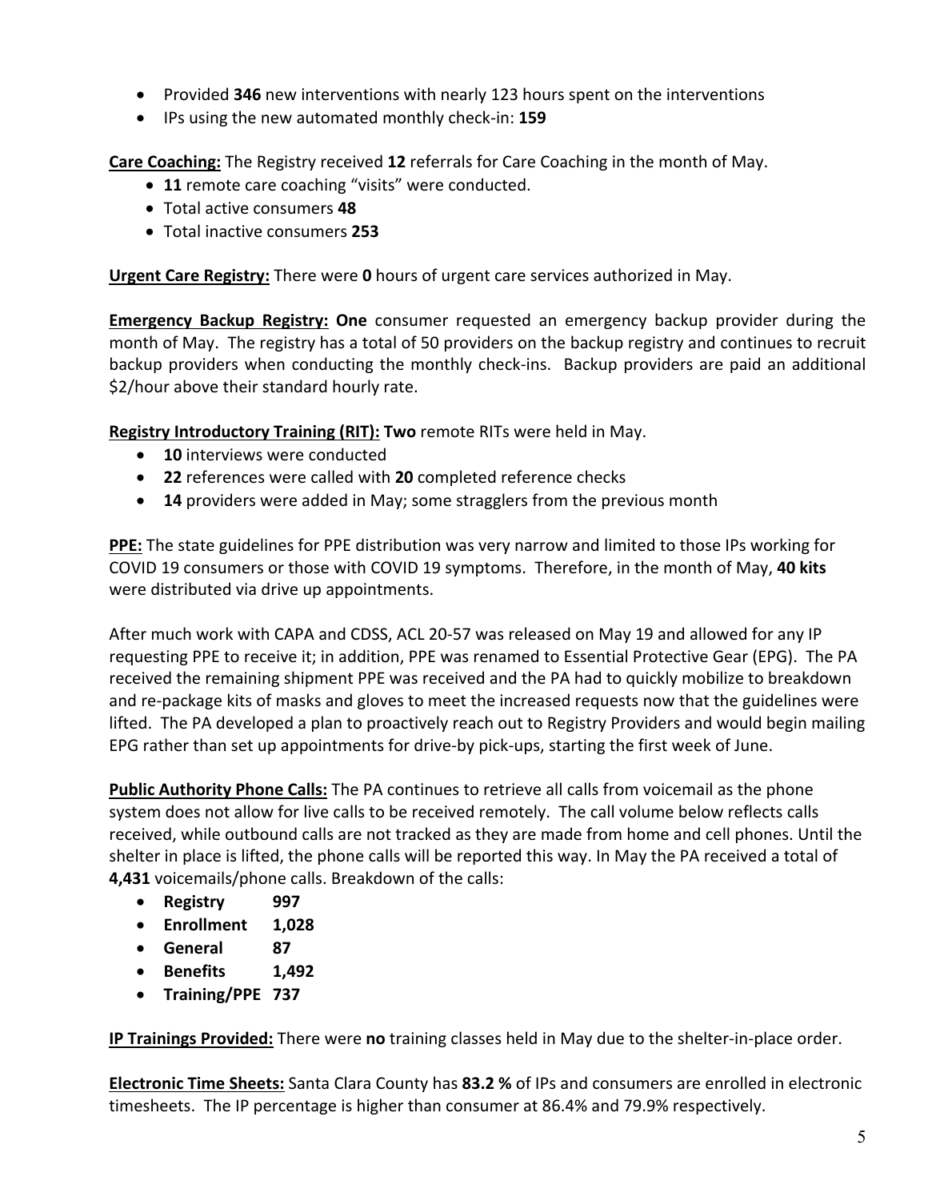- Provided **346** new interventions with nearly 123 hours spent on the interventions
- IPs using the new automated monthly check-in: **159**

**Care Coaching:** The Registry received **12** referrals for Care Coaching in the month of May.

- **11** remote care coaching "visits" were conducted.
- Total active consumers **48**
- Total inactive consumers **253**

**Urgent Care Registry:** There were **0** hours of urgent care services authorized in May.

**Emergency Backup Registry:** **One** consumer requested an emergency backup provider during the month of May. The registry has a total of 50 providers on the backup registry and continues to recruit backup providers when conducting the monthly check-ins. Backup providers are paid an additional $2/hour above their standard hourly rate.

**Registry Introductory Training (RIT):** **Two** remote RITs were held in May.

- **10** interviews were conducted
- **22** references were called with **20** completed reference checks
- **14** providers were added in May; some stragglers from the previous month

**PPE:** The state guidelines for PPE distribution was very narrow and limited to those IPs working for COVID 19 consumers or those with COVID 19 symptoms. Therefore, in the month of May, **40 kits** were distributed via drive up appointments.

After much work with CAPA and CDSS, ACL 20-57 was released on May 19 and allowed for any IP requesting PPE to receive it; in addition, PPE was renamed to Essential Protective Gear (EPG). The PA received the remaining shipment PPE was received and the PA had to quickly mobilize to breakdown and re-package kits of masks and gloves to meet the increased requests now that the guidelines were lifted. The PA developed a plan to proactively reach out to Registry Providers and would begin mailing EPG rather than set up appointments for drive-by pick-ups, starting the first week of June.

**Public Authority Phone Calls:** The PA continues to retrieve all calls from voicemail as the phone system does not allow for live calls to be received remotely. The call volume below reflects calls received, while outbound calls are not tracked as they are made from home and cell phones. Until the shelter in place is lifted, the phone calls will be reported this way. In May the PA received a total of **4,431** voicemails/phone calls. Breakdown of the calls:

- **Registry 997**
- **Enrollment 1,028**
- **General 87**
- **Benefits 1,492**
- **Training/PPE 737**

**IP Trainings Provided:** There were **no** training classes held in May due to the shelter-in-place order.

**Electronic Time Sheets:** Santa Clara County has **83.2 %** of IPs and consumers are enrolled in electronic timesheets. The IP percentage is higher than consumer at 86.4% and 79.9% respectively.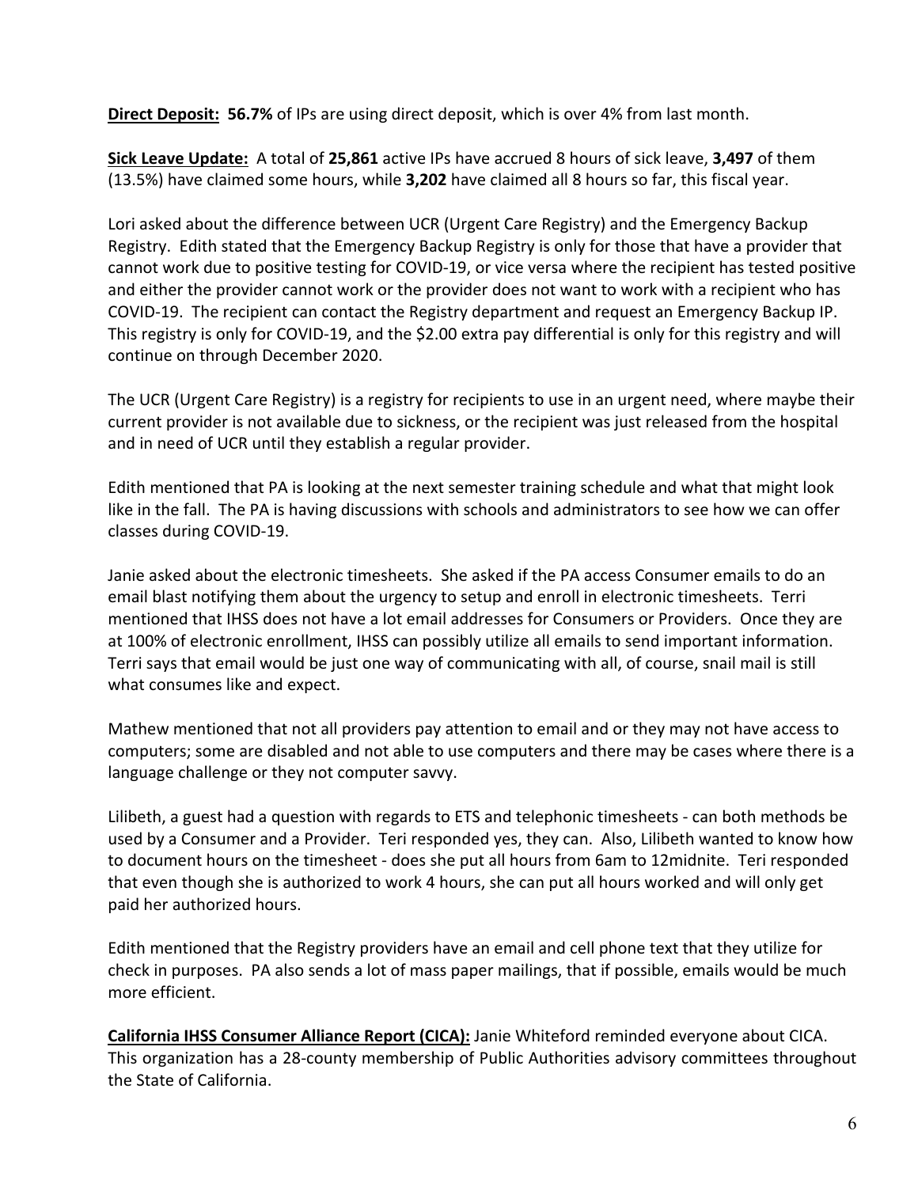**Direct Deposit:** **56.7%** of IPs are using direct deposit, which is over 4% from last month.

**Sick Leave Update:** A total of **25,861** active IPs have accrued 8 hours of sick leave, **3,497** of them (13.5%) have claimed some hours, while **3,202** have claimed all 8 hours so far, this fiscal year.

Lori asked about the difference between UCR (Urgent Care Registry) and the Emergency Backup Registry. Edith stated that the Emergency Backup Registry is only for those that have a provider that cannot work due to positive testing for COVID-19, or vice versa where the recipient has tested positive and either the provider cannot work or the provider does not want to work with a recipient who has COVID-19. The recipient can contact the Registry department and request an Emergency Backup IP. This registry is only for COVID-19, and the $2.00 extra pay differential is only for this registry and will continue on through December 2020.

The UCR (Urgent Care Registry) is a registry for recipients to use in an urgent need, where maybe their current provider is not available due to sickness, or the recipient was just released from the hospital and in need of UCR until they establish a regular provider.

Edith mentioned that PA is looking at the next semester training schedule and what that might look like in the fall. The PA is having discussions with schools and administrators to see how we can offer classes during COVID-19.

Janie asked about the electronic timesheets. She asked if the PA access Consumer emails to do an email blast notifying them about the urgency to setup and enroll in electronic timesheets. Terri mentioned that IHSS does not have a lot email addresses for Consumers or Providers. Once they are at 100% of electronic enrollment, IHSS can possibly utilize all emails to send important information. Terri says that email would be just one way of communicating with all, of course, snail mail is still what consumes like and expect.

Mathew mentioned that not all providers pay attention to email and or they may not have access to computers; some are disabled and not able to use computers and there may be cases where there is a language challenge or they not computer savvy.

Lilibeth, a guest had a question with regards to ETS and telephonic timesheets - can both methods be used by a Consumer and a Provider. Teri responded yes, they can. Also, Lilibeth wanted to know how to document hours on the timesheet - does she put all hours from 6am to 12midnite. Teri responded that even though she is authorized to work 4 hours, she can put all hours worked and will only get paid her authorized hours.

Edith mentioned that the Registry providers have an email and cell phone text that they utilize for check in purposes. PA also sends a lot of mass paper mailings, that if possible, emails would be much more efficient.

**California IHSS Consumer Alliance Report (CICA):** Janie Whiteford reminded everyone about CICA. This organization has a 28-county membership of Public Authorities advisory committees throughout the State of California.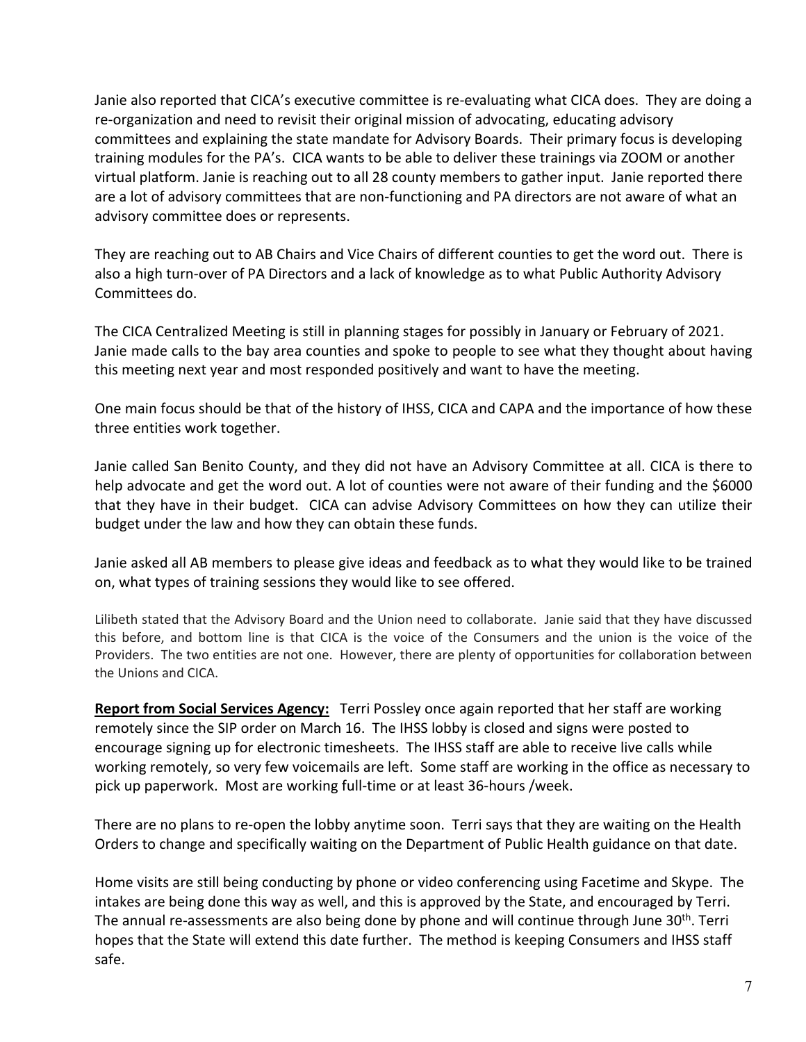Janie also reported that CICA's executive committee is re-evaluating what CICA does. They are doing a re-organization and need to revisit their original mission of advocating, educating advisory committees and explaining the state mandate for Advisory Boards. Their primary focus is developing training modules for the PA's. CICA wants to be able to deliver these trainings via ZOOM or another virtual platform. Janie is reaching out to all 28 county members to gather input. Janie reported there are a lot of advisory committees that are non-functioning and PA directors are not aware of what an advisory committee does or represents.

They are reaching out to AB Chairs and Vice Chairs of different counties to get the word out. There is also a high turn-over of PA Directors and a lack of knowledge as to what Public Authority Advisory Committees do.

The CICA Centralized Meeting is still in planning stages for possibly in January or February of 2021. Janie made calls to the bay area counties and spoke to people to see what they thought about having this meeting next year and most responded positively and want to have the meeting.

One main focus should be that of the history of IHSS, CICA and CAPA and the importance of how these three entities work together.

Janie called San Benito County, and they did not have an Advisory Committee at all. CICA is there to help advocate and get the word out. A lot of counties were not aware of their funding and the $6000 that they have in their budget. CICA can advise Advisory Committees on how they can utilize their budget under the law and how they can obtain these funds.

Janie asked all AB members to please give ideas and feedback as to what they would like to be trained on, what types of training sessions they would like to see offered.

Lilibeth stated that the Advisory Board and the Union need to collaborate. Janie said that they have discussed this before, and bottom line is that CICA is the voice of the Consumers and the union is the voice of the Providers. The two entities are not one. However, there are plenty of opportunities for collaboration between the Unions and CICA.

**Report from Social Services Agency:** Terri Possley once again reported that her staff are working remotely since the SIP order on March 16. The IHSS lobby is closed and signs were posted to encourage signing up for electronic timesheets. The IHSS staff are able to receive live calls while working remotely, so very few voicemails are left. Some staff are working in the office as necessary to pick up paperwork. Most are working full-time or at least 36-hours /week.

There are no plans to re-open the lobby anytime soon. Terri says that they are waiting on the Health Orders to change and specifically waiting on the Department of Public Health guidance on that date.

Home visits are still being conducting by phone or video conferencing using Facetime and Skype. The intakes are being done this way as well, and this is approved by the State, and encouraged by Terri. The annual re-assessments are also being done by phone and will continue through June 30th. Terri hopes that the State will extend this date further. The method is keeping Consumers and IHSS staff safe.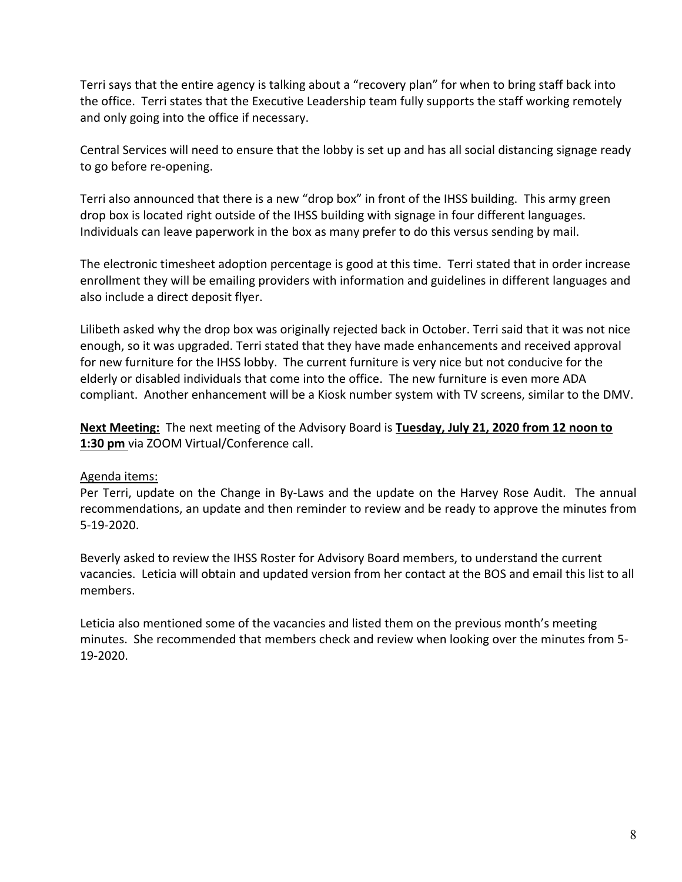Terri says that the entire agency is talking about a "recovery plan" for when to bring staff back into the office. Terri states that the Executive Leadership team fully supports the staff working remotely and only going into the office if necessary.

Central Services will need to ensure that the lobby is set up and has all social distancing signage ready to go before re-opening.

Terri also announced that there is a new "drop box" in front of the IHSS building. This army green drop box is located right outside of the IHSS building with signage in four different languages. Individuals can leave paperwork in the box as many prefer to do this versus sending by mail.

The electronic timesheet adoption percentage is good at this time. Terri stated that in order increase enrollment they will be emailing providers with information and guidelines in different languages and also include a direct deposit flyer.

Lilibeth asked why the drop box was originally rejected back in October. Terri said that it was not nice enough, so it was upgraded. Terri stated that they have made enhancements and received approval for new furniture for the IHSS lobby. The current furniture is very nice but not conducive for the elderly or disabled individuals that come into the office. The new furniture is even more ADA compliant. Another enhancement will be a Kiosk number system with TV screens, similar to the DMV.

**Next Meeting:** The next meeting of the Advisory Board is **Tuesday, July 21, 2020 from 12 noon to 1:30 pm** via ZOOM Virtual/Conference call.

Agenda items:
Per Terri, update on the Change in By-Laws and the update on the Harvey Rose Audit. The annual recommendations, an update and then reminder to review and be ready to approve the minutes from 5-19-2020.

Beverly asked to review the IHSS Roster for Advisory Board members, to understand the current vacancies. Leticia will obtain and updated version from her contact at the BOS and email this list to all members.

Leticia also mentioned some of the vacancies and listed them on the previous month's meeting minutes. She recommended that members check and review when looking over the minutes from 5-19-2020.